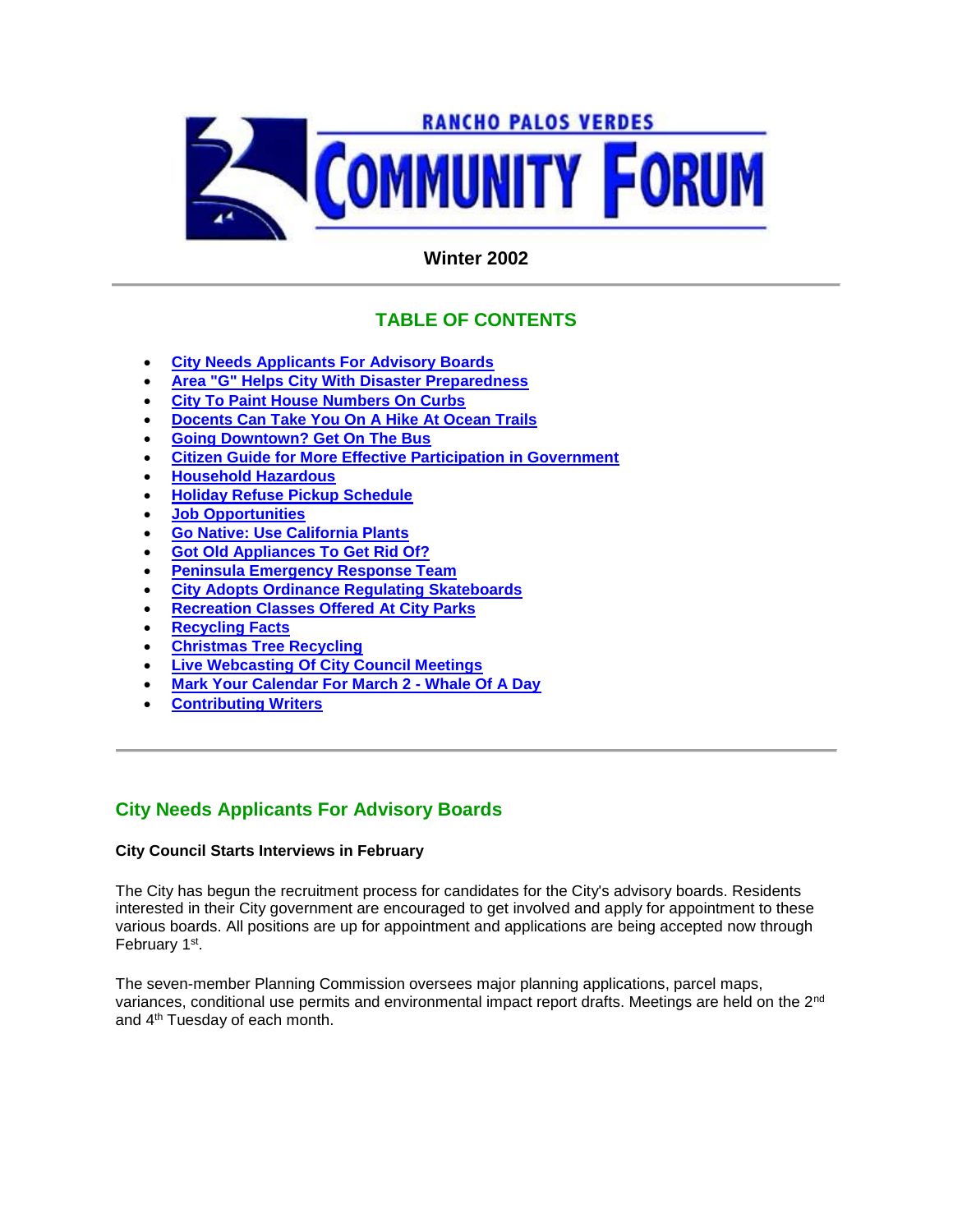# RANCHO PALOS VERDES COMMUNITY FORUM

**Winter 2002**

---

## TABLE OF CONTENTS

- City Needs Applicants For Advisory Boards
- Area "G" Helps City With Disaster Preparedness
- City To Paint House Numbers On Curbs
- Docents Can Take You On A Hike At Ocean Trails
- Going Downtown? Get On The Bus
- Citizen Guide for More Effective Participation in Government
- Household Hazardous
- Holiday Refuse Pickup Schedule
- Job Opportunities
- Go Native: Use California Plants
- Got Old Appliances To Get Rid Of?
- Peninsula Emergency Response Team
- City Adopts Ordinance Regulating Skateboards
- Recreation Classes Offered At City Parks
- Recycling Facts
- Christmas Tree Recycling
- Live Webcasting Of City Council Meetings
- Mark Your Calendar For March 2 - Whale Of A Day
- Contributing Writers

---

## City Needs Applicants For Advisory Boards

**City Council Starts Interviews in February**

The City has begun the recruitment process for candidates for the City's advisory boards. Residents interested in their City government are encouraged to get involved and apply for appointment to these various boards. All positions are up for appointment and applications are being accepted now through February 1st.

The seven-member Planning Commission oversees major planning applications, parcel maps, variances, conditional use permits and environmental impact report drafts. Meetings are held on the 2nd and 4th Tuesday of each month.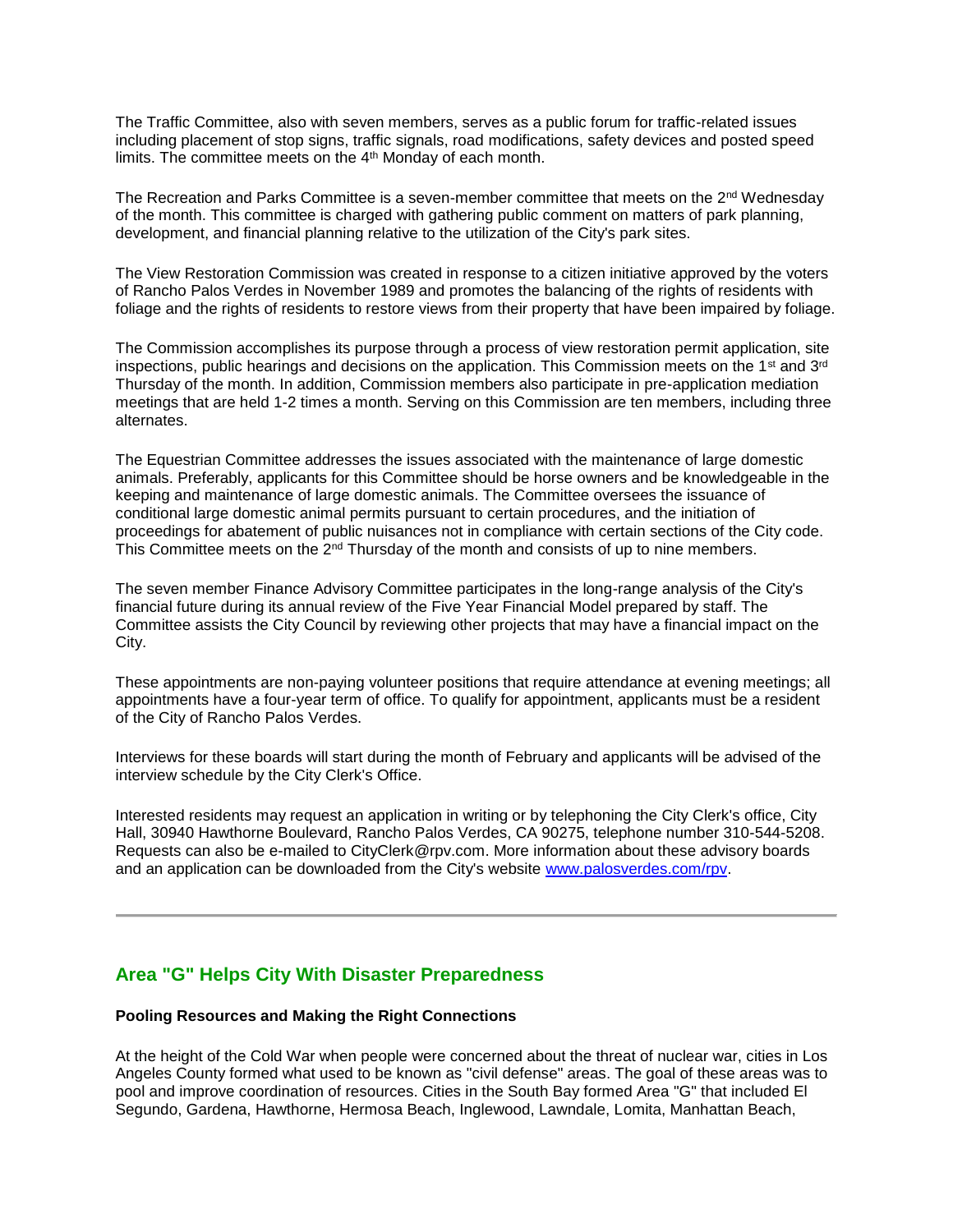The Traffic Committee, also with seven members, serves as a public forum for traffic-related issues including placement of stop signs, traffic signals, road modifications, safety devices and posted speed limits. The committee meets on the 4th Monday of each month.

The Recreation and Parks Committee is a seven-member committee that meets on the 2nd Wednesday of the month. This committee is charged with gathering public comment on matters of park planning, development, and financial planning relative to the utilization of the City's park sites.

The View Restoration Commission was created in response to a citizen initiative approved by the voters of Rancho Palos Verdes in November 1989 and promotes the balancing of the rights of residents with foliage and the rights of residents to restore views from their property that have been impaired by foliage.

The Commission accomplishes its purpose through a process of view restoration permit application, site inspections, public hearings and decisions on the application. This Commission meets on the 1st and 3rd Thursday of the month. In addition, Commission members also participate in pre-application mediation meetings that are held 1-2 times a month. Serving on this Commission are ten members, including three alternates.

The Equestrian Committee addresses the issues associated with the maintenance of large domestic animals. Preferably, applicants for this Committee should be horse owners and be knowledgeable in the keeping and maintenance of large domestic animals. The Committee oversees the issuance of conditional large domestic animal permits pursuant to certain procedures, and the initiation of proceedings for abatement of public nuisances not in compliance with certain sections of the City code. This Committee meets on the 2nd Thursday of the month and consists of up to nine members.

The seven member Finance Advisory Committee participates in the long-range analysis of the City's financial future during its annual review of the Five Year Financial Model prepared by staff. The Committee assists the City Council by reviewing other projects that may have a financial impact on the City.

These appointments are non-paying volunteer positions that require attendance at evening meetings; all appointments have a four-year term of office. To qualify for appointment, applicants must be a resident of the City of Rancho Palos Verdes.

Interviews for these boards will start during the month of February and applicants will be advised of the interview schedule by the City Clerk's Office.

Interested residents may request an application in writing or by telephoning the City Clerk's office, City Hall, 30940 Hawthorne Boulevard, Rancho Palos Verdes, CA 90275, telephone number 310-544-5208. Requests can also be e-mailed to CityClerk@rpv.com. More information about these advisory boards and an application can be downloaded from the City's website [www.palosverdes.com/rpv](http://www.palosverdes.com/rpv).

---

## Area "G" Helps City With Disaster Preparedness

**Pooling Resources and Making the Right Connections**

At the height of the Cold War when people were concerned about the threat of nuclear war, cities in Los Angeles County formed what used to be known as "civil defense" areas. The goal of these areas was to pool and improve coordination of resources. Cities in the South Bay formed Area "G" that included El Segundo, Gardena, Hawthorne, Hermosa Beach, Inglewood, Lawndale, Lomita, Manhattan Beach,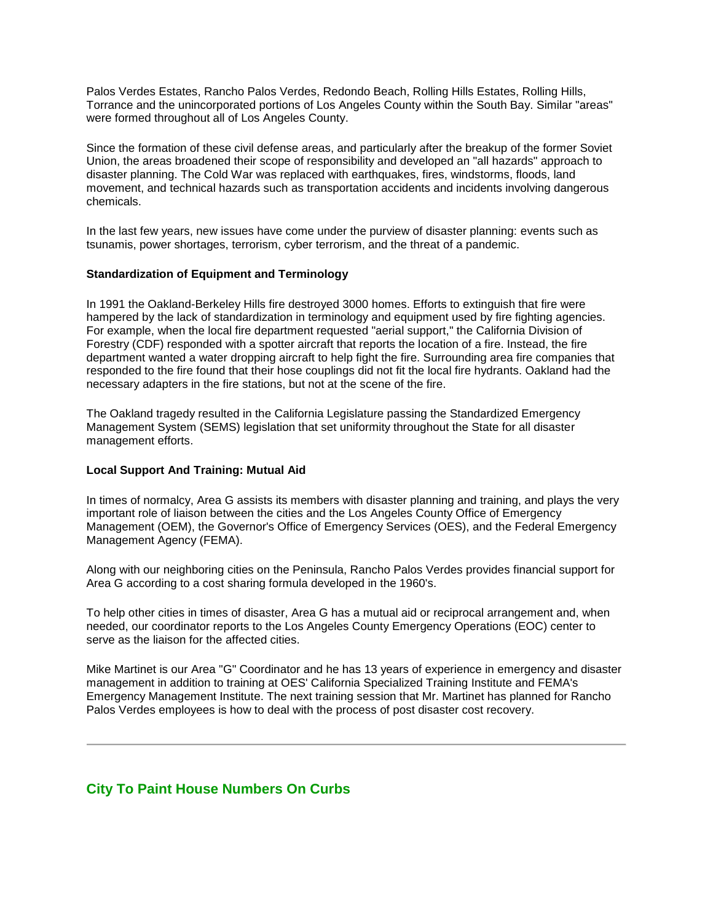Palos Verdes Estates, Rancho Palos Verdes, Redondo Beach, Rolling Hills Estates, Rolling Hills, Torrance and the unincorporated portions of Los Angeles County within the South Bay. Similar "areas" were formed throughout all of Los Angeles County.

Since the formation of these civil defense areas, and particularly after the breakup of the former Soviet Union, the areas broadened their scope of responsibility and developed an "all hazards" approach to disaster planning. The Cold War was replaced with earthquakes, fires, windstorms, floods, land movement, and technical hazards such as transportation accidents and incidents involving dangerous chemicals.

In the last few years, new issues have come under the purview of disaster planning: events such as tsunamis, power shortages, terrorism, cyber terrorism, and the threat of a pandemic.

**Standardization of Equipment and Terminology**

In 1991 the Oakland-Berkeley Hills fire destroyed 3000 homes. Efforts to extinguish that fire were hampered by the lack of standardization in terminology and equipment used by fire fighting agencies. For example, when the local fire department requested "aerial support," the California Division of Forestry (CDF) responded with a spotter aircraft that reports the location of a fire. Instead, the fire department wanted a water dropping aircraft to help fight the fire. Surrounding area fire companies that responded to the fire found that their hose couplings did not fit the local fire hydrants. Oakland had the necessary adapters in the fire stations, but not at the scene of the fire.

The Oakland tragedy resulted in the California Legislature passing the Standardized Emergency Management System (SEMS) legislation that set uniformity throughout the State for all disaster management efforts.

**Local Support And Training: Mutual Aid**

In times of normalcy, Area G assists its members with disaster planning and training, and plays the very important role of liaison between the cities and the Los Angeles County Office of Emergency Management (OEM), the Governor's Office of Emergency Services (OES), and the Federal Emergency Management Agency (FEMA).

Along with our neighboring cities on the Peninsula, Rancho Palos Verdes provides financial support for Area G according to a cost sharing formula developed in the 1960's.

To help other cities in times of disaster, Area G has a mutual aid or reciprocal arrangement and, when needed, our coordinator reports to the Los Angeles County Emergency Operations (EOC) center to serve as the liaison for the affected cities.

Mike Martinet is our Area "G" Coordinator and he has 13 years of experience in emergency and disaster management in addition to training at OES' California Specialized Training Institute and FEMA's Emergency Management Institute. The next training session that Mr. Martinet has planned for Rancho Palos Verdes employees is how to deal with the process of post disaster cost recovery.

---

## City To Paint House Numbers On Curbs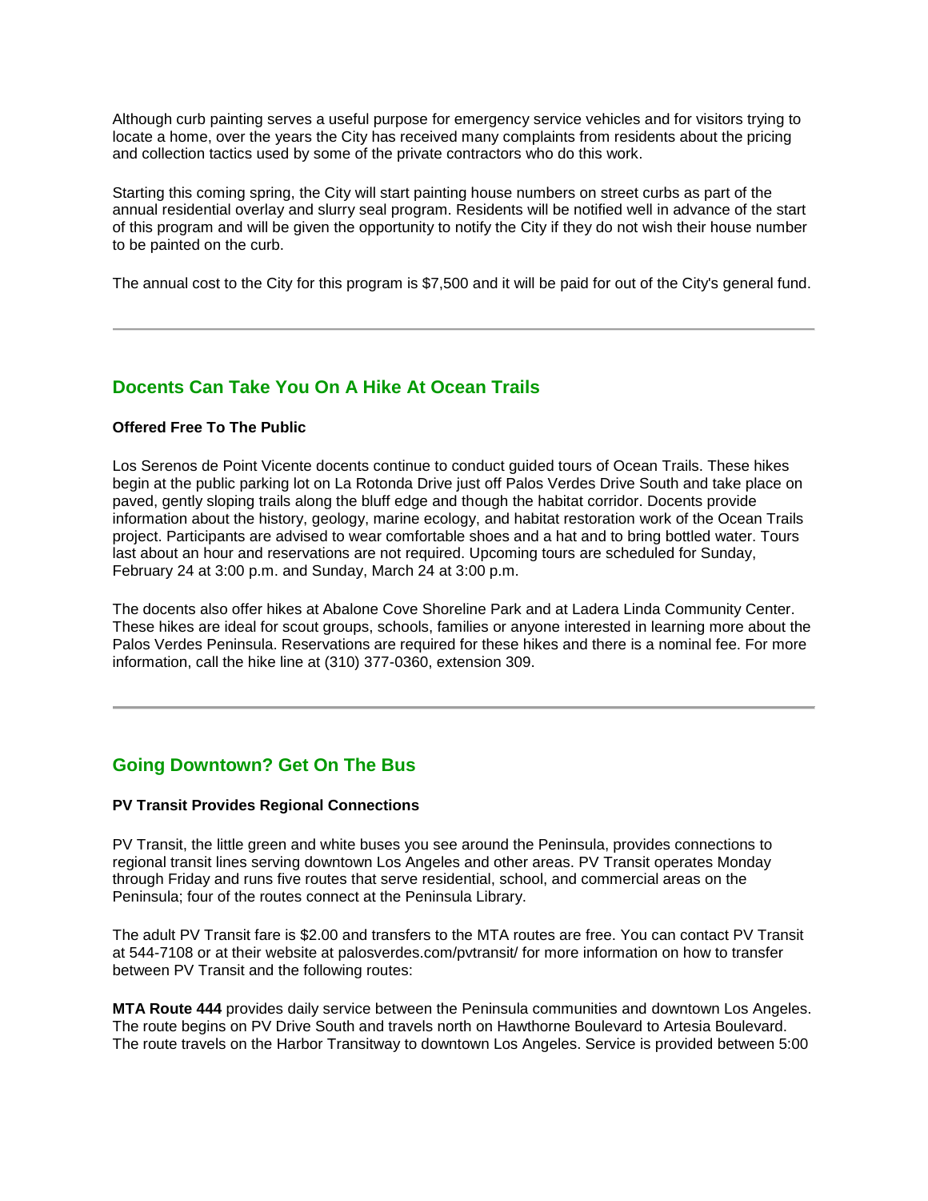Although curb painting serves a useful purpose for emergency service vehicles and for visitors trying to locate a home, over the years the City has received many complaints from residents about the pricing and collection tactics used by some of the private contractors who do this work.

Starting this coming spring, the City will start painting house numbers on street curbs as part of the annual residential overlay and slurry seal program. Residents will be notified well in advance of the start of this program and will be given the opportunity to notify the City if they do not wish their house number to be painted on the curb.

The annual cost to the City for this program is $7,500 and it will be paid for out of the City's general fund.

---

## Docents Can Take You On A Hike At Ocean Trails

**Offered Free To The Public**

Los Serenos de Point Vicente docents continue to conduct guided tours of Ocean Trails. These hikes begin at the public parking lot on La Rotonda Drive just off Palos Verdes Drive South and take place on paved, gently sloping trails along the bluff edge and though the habitat corridor. Docents provide information about the history, geology, marine ecology, and habitat restoration work of the Ocean Trails project. Participants are advised to wear comfortable shoes and a hat and to bring bottled water. Tours last about an hour and reservations are not required. Upcoming tours are scheduled for Sunday, February 24 at 3:00 p.m. and Sunday, March 24 at 3:00 p.m.

The docents also offer hikes at Abalone Cove Shoreline Park and at Ladera Linda Community Center. These hikes are ideal for scout groups, schools, families or anyone interested in learning more about the Palos Verdes Peninsula. Reservations are required for these hikes and there is a nominal fee. For more information, call the hike line at (310) 377-0360, extension 309.

---

## Going Downtown? Get On The Bus

**PV Transit Provides Regional Connections**

PV Transit, the little green and white buses you see around the Peninsula, provides connections to regional transit lines serving downtown Los Angeles and other areas. PV Transit operates Monday through Friday and runs five routes that serve residential, school, and commercial areas on the Peninsula; four of the routes connect at the Peninsula Library.

The adult PV Transit fare is $2.00 and transfers to the MTA routes are free. You can contact PV Transit at 544-7108 or at their website at palosverdes.com/pvtransit/ for more information on how to transfer between PV Transit and the following routes:

**MTA Route 444** provides daily service between the Peninsula communities and downtown Los Angeles. The route begins on PV Drive South and travels north on Hawthorne Boulevard to Artesia Boulevard. The route travels on the Harbor Transitway to downtown Los Angeles. Service is provided between 5:00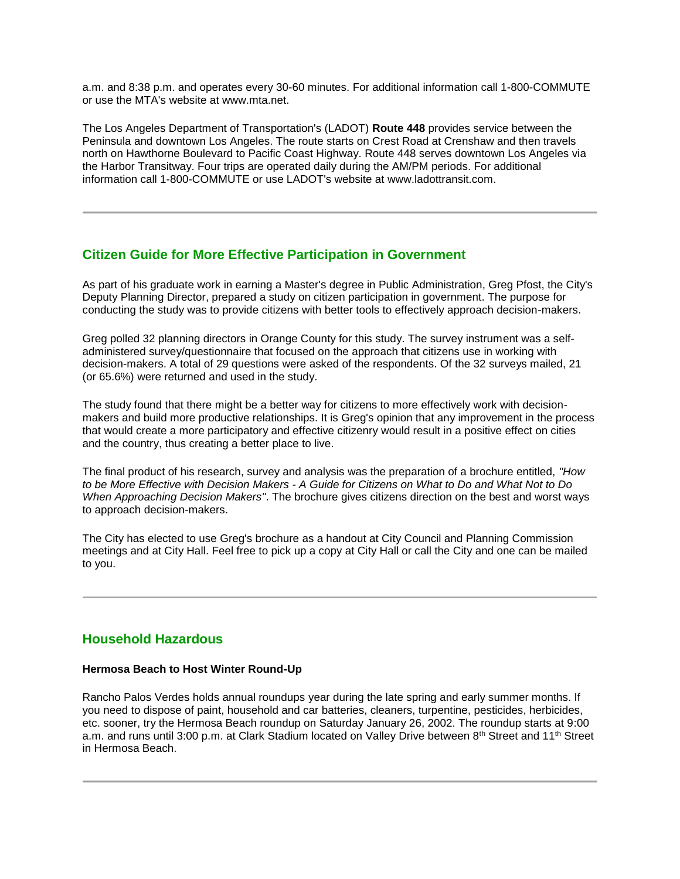a.m. and 8:38 p.m. and operates every 30-60 minutes. For additional information call 1-800-COMMUTE or use the MTA's website at www.mta.net.

The Los Angeles Department of Transportation's (LADOT) **Route 448** provides service between the Peninsula and downtown Los Angeles. The route starts on Crest Road at Crenshaw and then travels north on Hawthorne Boulevard to Pacific Coast Highway. Route 448 serves downtown Los Angeles via the Harbor Transitway. Four trips are operated daily during the AM/PM periods. For additional information call 1-800-COMMUTE or use LADOT's website at www.ladottransit.com.

---

## Citizen Guide for More Effective Participation in Government

As part of his graduate work in earning a Master's degree in Public Administration, Greg Pfost, the City's Deputy Planning Director, prepared a study on citizen participation in government. The purpose for conducting the study was to provide citizens with better tools to effectively approach decision-makers.

Greg polled 32 planning directors in Orange County for this study. The survey instrument was a self-administered survey/questionnaire that focused on the approach that citizens use in working with decision-makers. A total of 29 questions were asked of the respondents. Of the 32 surveys mailed, 21 (or 65.6%) were returned and used in the study.

The study found that there might be a better way for citizens to more effectively work with decision-makers and build more productive relationships. It is Greg's opinion that any improvement in the process that would create a more participatory and effective citizenry would result in a positive effect on cities and the country, thus creating a better place to live.

The final product of his research, survey and analysis was the preparation of a brochure entitled, *"How to be More Effective with Decision Makers - A Guide for Citizens on What to Do and What Not to Do When Approaching Decision Makers"*. The brochure gives citizens direction on the best and worst ways to approach decision-makers.

The City has elected to use Greg's brochure as a handout at City Council and Planning Commission meetings and at City Hall. Feel free to pick up a copy at City Hall or call the City and one can be mailed to you.

---

## Household Hazardous

**Hermosa Beach to Host Winter Round-Up**

Rancho Palos Verdes holds annual roundups year during the late spring and early summer months. If you need to dispose of paint, household and car batteries, cleaners, turpentine, pesticides, herbicides, etc. sooner, try the Hermosa Beach roundup on Saturday January 26, 2002. The roundup starts at 9:00 a.m. and runs until 3:00 p.m. at Clark Stadium located on Valley Drive between 8th Street and 11th Street in Hermosa Beach.

---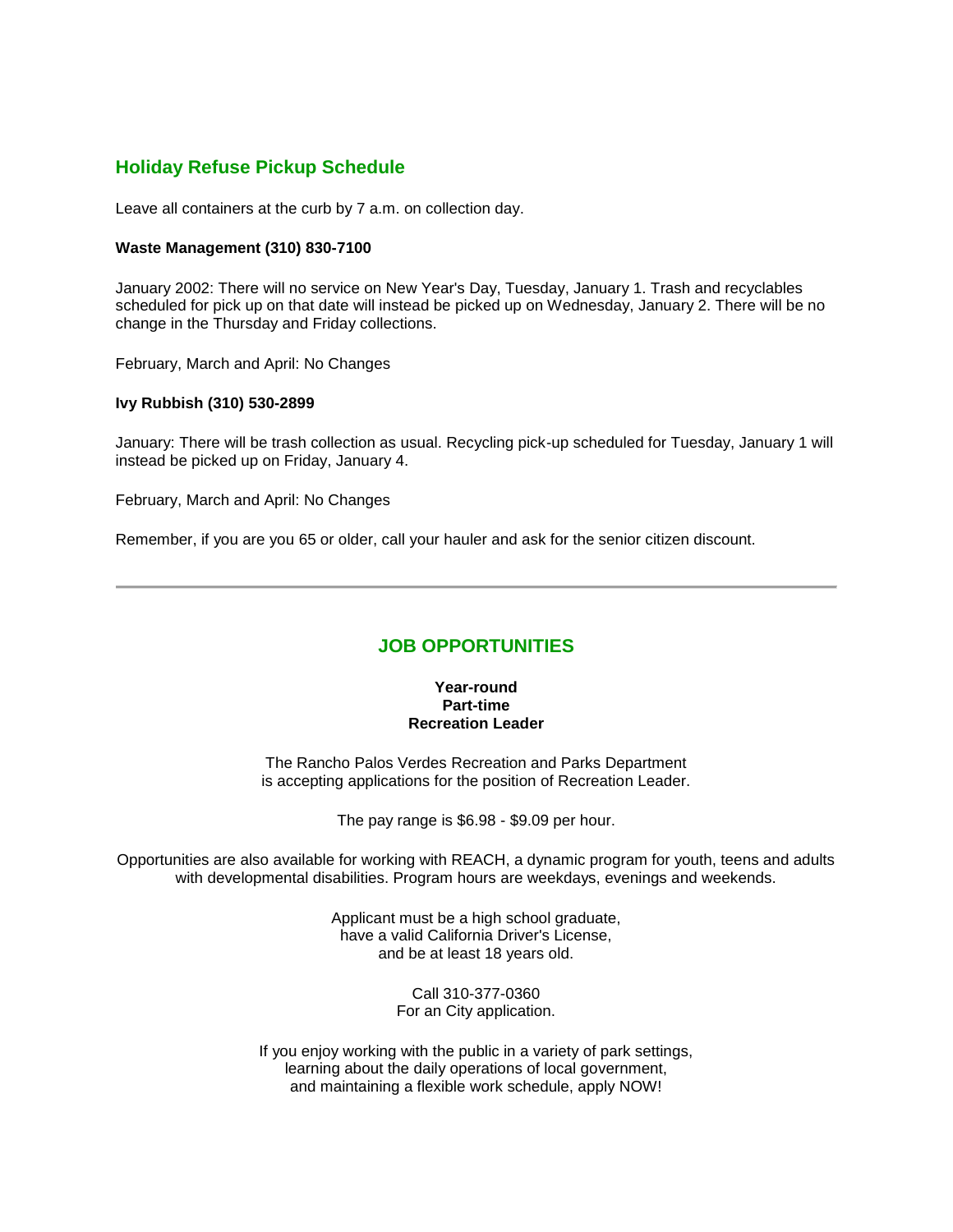## Holiday Refuse Pickup Schedule

Leave all containers at the curb by 7 a.m. on collection day.

**Waste Management (310) 830-7100**

January 2002: There will no service on New Year's Day, Tuesday, January 1. Trash and recyclables scheduled for pick up on that date will instead be picked up on Wednesday, January 2. There will be no change in the Thursday and Friday collections.

February, March and April: No Changes

**Ivy Rubbish (310) 530-2899**

January: There will be trash collection as usual. Recycling pick-up scheduled for Tuesday, January 1 will instead be picked up on Friday, January 4.

February, March and April: No Changes

Remember, if you are you 65 or older, call your hauler and ask for the senior citizen discount.

---

## JOB OPPORTUNITIES

**Year-round**
**Part-time**
**Recreation Leader**

The Rancho Palos Verdes Recreation and Parks Department
is accepting applications for the position of Recreation Leader.

The pay range is $6.98 - $9.09 per hour.

Opportunities are also available for working with REACH, a dynamic program for youth, teens and adults with developmental disabilities. Program hours are weekdays, evenings and weekends.

Applicant must be a high school graduate,
have a valid California Driver's License,
and be at least 18 years old.

Call 310-377-0360
For an City application.

If you enjoy working with the public in a variety of park settings,
learning about the daily operations of local government,
and maintaining a flexible work schedule, apply NOW!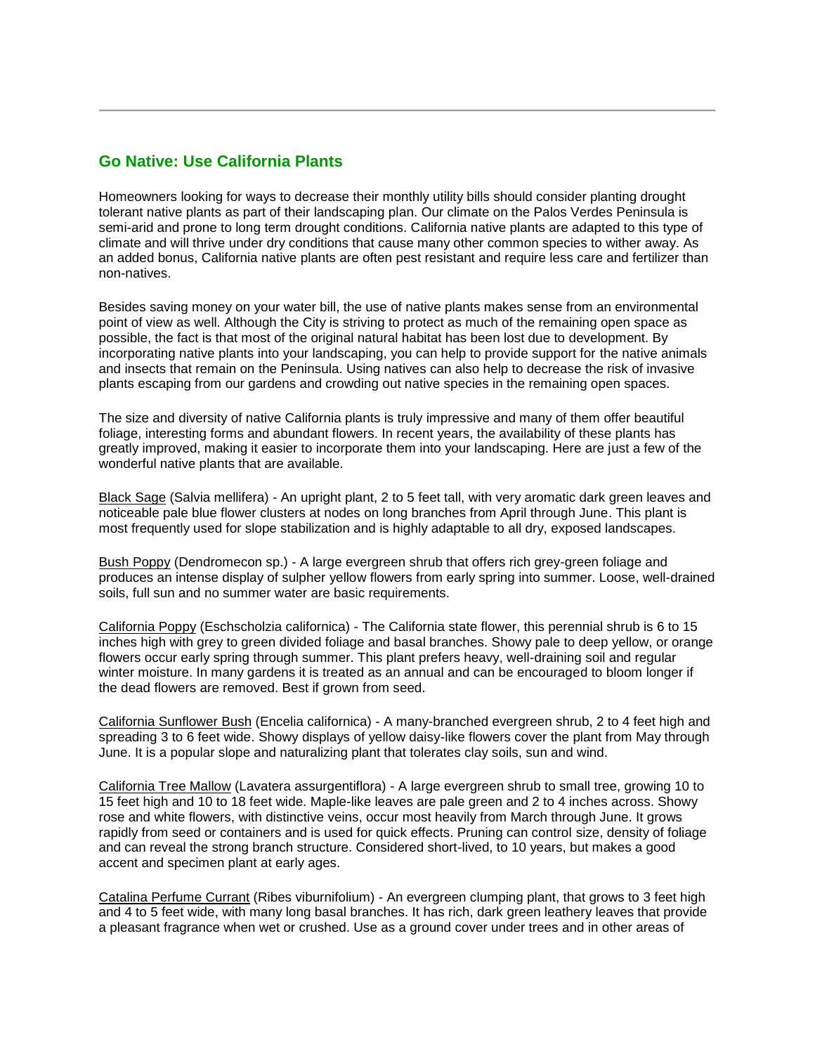## Go Native: Use California Plants

Homeowners looking for ways to decrease their monthly utility bills should consider planting drought tolerant native plants as part of their landscaping plan. Our climate on the Palos Verdes Peninsula is semi-arid and prone to long term drought conditions. California native plants are adapted to this type of climate and will thrive under dry conditions that cause many other common species to wither away. As an added bonus, California native plants are often pest resistant and require less care and fertilizer than non-natives.

Besides saving money on your water bill, the use of native plants makes sense from an environmental point of view as well. Although the City is striving to protect as much of the remaining open space as possible, the fact is that most of the original natural habitat has been lost due to development. By incorporating native plants into your landscaping, you can help to provide support for the native animals and insects that remain on the Peninsula. Using natives can also help to decrease the risk of invasive plants escaping from our gardens and crowding out native species in the remaining open spaces.

The size and diversity of native California plants is truly impressive and many of them offer beautiful foliage, interesting forms and abundant flowers. In recent years, the availability of these plants has greatly improved, making it easier to incorporate them into your landscaping. Here are just a few of the wonderful native plants that are available.

Black Sage (Salvia mellifera) - An upright plant, 2 to 5 feet tall, with very aromatic dark green leaves and noticeable pale blue flower clusters at nodes on long branches from April through June. This plant is most frequently used for slope stabilization and is highly adaptable to all dry, exposed landscapes.

Bush Poppy (Dendromecon sp.) - A large evergreen shrub that offers rich grey-green foliage and produces an intense display of sulpher yellow flowers from early spring into summer. Loose, well-drained soils, full sun and no summer water are basic requirements.

California Poppy (Eschscholzia californica) - The California state flower, this perennial shrub is 6 to 15 inches high with grey to green divided foliage and basal branches. Showy pale to deep yellow, or orange flowers occur early spring through summer. This plant prefers heavy, well-draining soil and regular winter moisture. In many gardens it is treated as an annual and can be encouraged to bloom longer if the dead flowers are removed. Best if grown from seed.

California Sunflower Bush (Encelia californica) - A many-branched evergreen shrub, 2 to 4 feet high and spreading 3 to 6 feet wide. Showy displays of yellow daisy-like flowers cover the plant from May through June. It is a popular slope and naturalizing plant that tolerates clay soils, sun and wind.

California Tree Mallow (Lavatera assurgentiflora) - A large evergreen shrub to small tree, growing 10 to 15 feet high and 10 to 18 feet wide. Maple-like leaves are pale green and 2 to 4 inches across. Showy rose and white flowers, with distinctive veins, occur most heavily from March through June. It grows rapidly from seed or containers and is used for quick effects. Pruning can control size, density of foliage and can reveal the strong branch structure. Considered short-lived, to 10 years, but makes a good accent and specimen plant at early ages.

Catalina Perfume Currant (Ribes viburnifolium) - An evergreen clumping plant, that grows to 3 feet high and 4 to 5 feet wide, with many long basal branches. It has rich, dark green leathery leaves that provide a pleasant fragrance when wet or crushed. Use as a ground cover under trees and in other areas of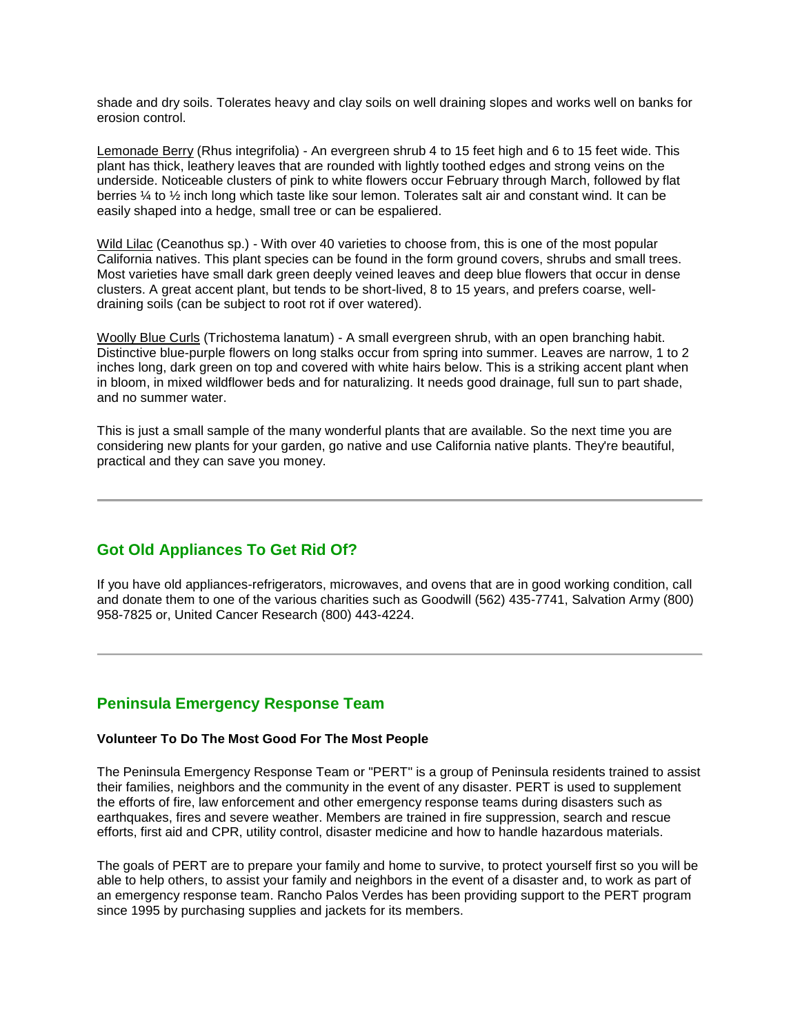shade and dry soils. Tolerates heavy and clay soils on well draining slopes and works well on banks for erosion control.

Lemonade Berry (Rhus integrifolia) - An evergreen shrub 4 to 15 feet high and 6 to 15 feet wide. This plant has thick, leathery leaves that are rounded with lightly toothed edges and strong veins on the underside. Noticeable clusters of pink to white flowers occur February through March, followed by flat berries ¼ to ½ inch long which taste like sour lemon. Tolerates salt air and constant wind. It can be easily shaped into a hedge, small tree or can be espaliered.

Wild Lilac (Ceanothus sp.) - With over 40 varieties to choose from, this is one of the most popular California natives. This plant species can be found in the form ground covers, shrubs and small trees. Most varieties have small dark green deeply veined leaves and deep blue flowers that occur in dense clusters. A great accent plant, but tends to be short-lived, 8 to 15 years, and prefers coarse, well-draining soils (can be subject to root rot if over watered).

Woolly Blue Curls (Trichostema lanatum) - A small evergreen shrub, with an open branching habit. Distinctive blue-purple flowers on long stalks occur from spring into summer. Leaves are narrow, 1 to 2 inches long, dark green on top and covered with white hairs below. This is a striking accent plant when in bloom, in mixed wildflower beds and for naturalizing. It needs good drainage, full sun to part shade, and no summer water.

This is just a small sample of the many wonderful plants that are available. So the next time you are considering new plants for your garden, go native and use California native plants. They're beautiful, practical and they can save you money.

---

## Got Old Appliances To Get Rid Of?

If you have old appliances-refrigerators, microwaves, and ovens that are in good working condition, call and donate them to one of the various charities such as Goodwill (562) 435-7741, Salvation Army (800) 958-7825 or, United Cancer Research (800) 443-4224.

---

## Peninsula Emergency Response Team

**Volunteer To Do The Most Good For The Most People**

The Peninsula Emergency Response Team or "PERT" is a group of Peninsula residents trained to assist their families, neighbors and the community in the event of any disaster. PERT is used to supplement the efforts of fire, law enforcement and other emergency response teams during disasters such as earthquakes, fires and severe weather. Members are trained in fire suppression, search and rescue efforts, first aid and CPR, utility control, disaster medicine and how to handle hazardous materials.

The goals of PERT are to prepare your family and home to survive, to protect yourself first so you will be able to help others, to assist your family and neighbors in the event of a disaster and, to work as part of an emergency response team. Rancho Palos Verdes has been providing support to the PERT program since 1995 by purchasing supplies and jackets for its members.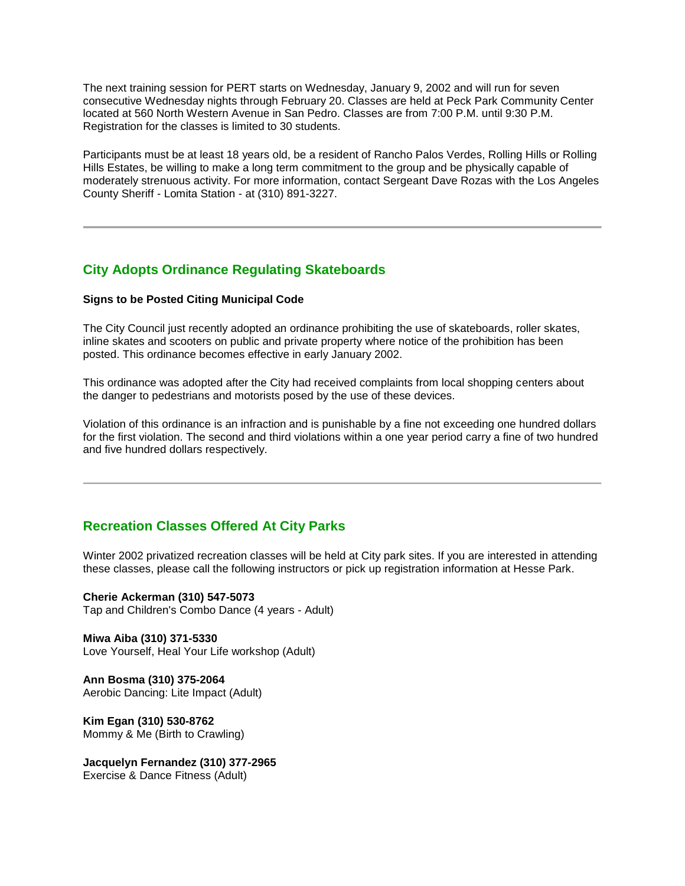The next training session for PERT starts on Wednesday, January 9, 2002 and will run for seven consecutive Wednesday nights through February 20. Classes are held at Peck Park Community Center located at 560 North Western Avenue in San Pedro. Classes are from 7:00 P.M. until 9:30 P.M. Registration for the classes is limited to 30 students.

Participants must be at least 18 years old, be a resident of Rancho Palos Verdes, Rolling Hills or Rolling Hills Estates, be willing to make a long term commitment to the group and be physically capable of moderately strenuous activity. For more information, contact Sergeant Dave Rozas with the Los Angeles County Sheriff - Lomita Station - at (310) 891-3227.

---

## City Adopts Ordinance Regulating Skateboards

**Signs to be Posted Citing Municipal Code**

The City Council just recently adopted an ordinance prohibiting the use of skateboards, roller skates, inline skates and scooters on public and private property where notice of the prohibition has been posted. This ordinance becomes effective in early January 2002.

This ordinance was adopted after the City had received complaints from local shopping centers about the danger to pedestrians and motorists posed by the use of these devices.

Violation of this ordinance is an infraction and is punishable by a fine not exceeding one hundred dollars for the first violation. The second and third violations within a one year period carry a fine of two hundred and five hundred dollars respectively.

---

## Recreation Classes Offered At City Parks

Winter 2002 privatized recreation classes will be held at City park sites. If you are interested in attending these classes, please call the following instructors or pick up registration information at Hesse Park.

**Cherie Ackerman (310) 547-5073**
Tap and Children's Combo Dance (4 years - Adult)

**Miwa Aiba (310) 371-5330**
Love Yourself, Heal Your Life workshop (Adult)

**Ann Bosma (310) 375-2064**
Aerobic Dancing: Lite Impact (Adult)

**Kim Egan (310) 530-8762**
Mommy & Me (Birth to Crawling)

**Jacquelyn Fernandez (310) 377-2965**
Exercise & Dance Fitness (Adult)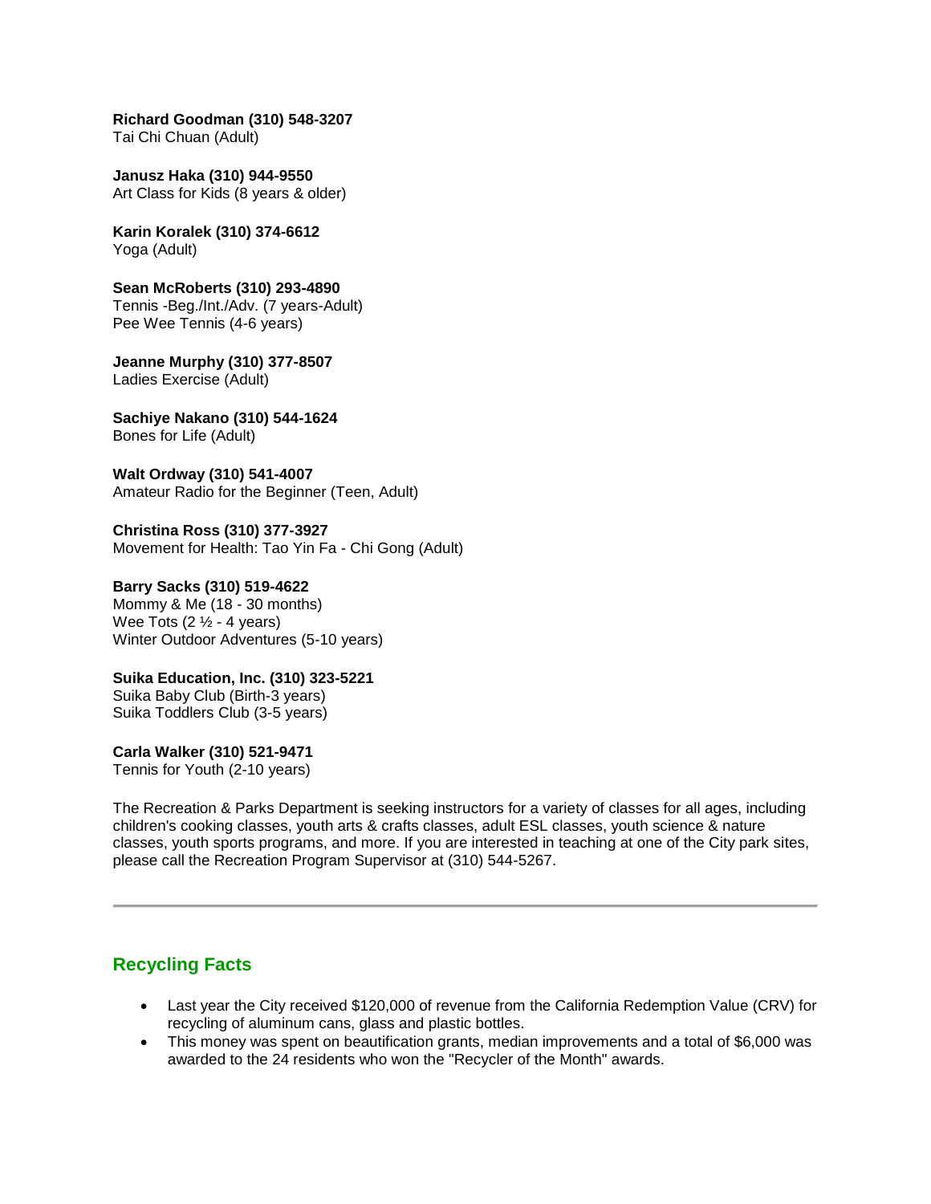**Richard Goodman (310) 548-3207**
Tai Chi Chuan (Adult)

**Janusz Haka (310) 944-9550**
Art Class for Kids (8 years & older)

**Karin Koralek (310) 374-6612**
Yoga (Adult)

**Sean McRoberts (310) 293-4890**
Tennis -Beg./Int./Adv. (7 years-Adult)
Pee Wee Tennis (4-6 years)

**Jeanne Murphy (310) 377-8507**
Ladies Exercise (Adult)

**Sachiye Nakano (310) 544-1624**
Bones for Life (Adult)

**Walt Ordway (310) 541-4007**
Amateur Radio for the Beginner (Teen, Adult)

**Christina Ross (310) 377-3927**
Movement for Health: Tao Yin Fa - Chi Gong (Adult)

**Barry Sacks (310) 519-4622**
Mommy & Me (18 - 30 months)
Wee Tots (2 ½ - 4 years)
Winter Outdoor Adventures (5-10 years)

**Suika Education, Inc. (310) 323-5221**
Suika Baby Club (Birth-3 years)
Suika Toddlers Club (3-5 years)

**Carla Walker (310) 521-9471**
Tennis for Youth (2-10 years)

The Recreation & Parks Department is seeking instructors for a variety of classes for all ages, including children's cooking classes, youth arts & crafts classes, adult ESL classes, youth science & nature classes, youth sports programs, and more. If you are interested in teaching at one of the City park sites, please call the Recreation Program Supervisor at (310) 544-5267.

---

## Recycling Facts

- Last year the City received $120,000 of revenue from the California Redemption Value (CRV) for recycling of aluminum cans, glass and plastic bottles.
- This money was spent on beautification grants, median improvements and a total of $6,000 was awarded to the 24 residents who won the "Recycler of the Month" awards.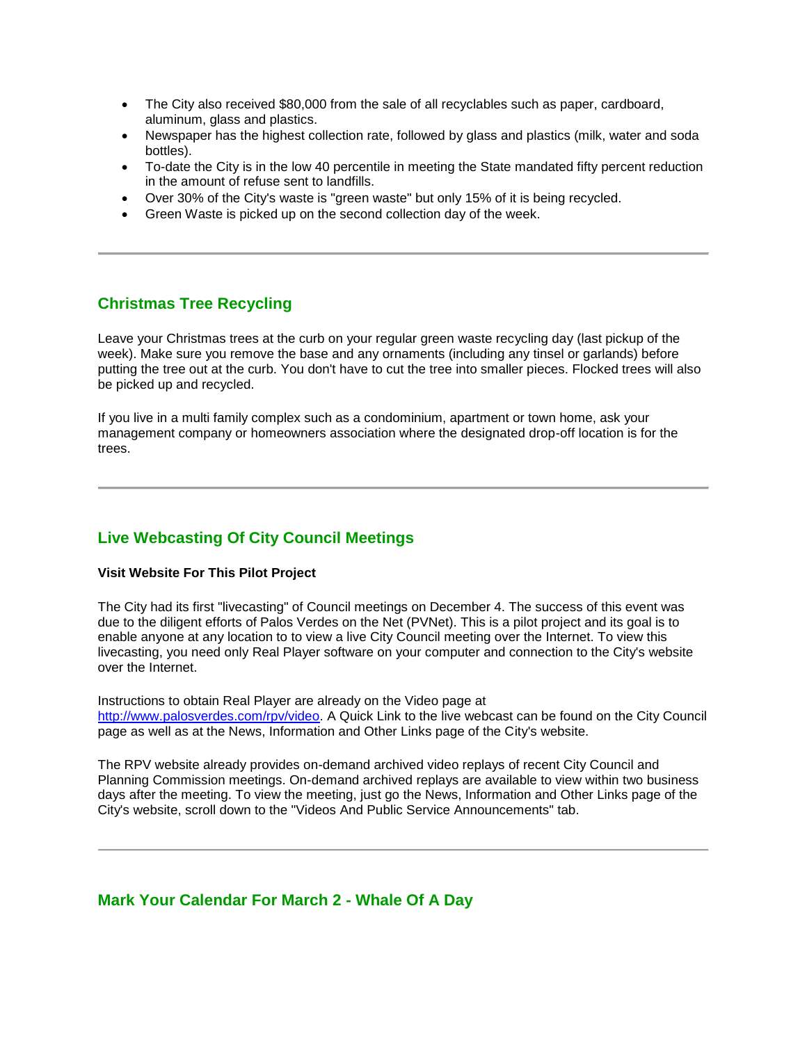- The City also received $80,000 from the sale of all recyclables such as paper, cardboard, aluminum, glass and plastics.
- Newspaper has the highest collection rate, followed by glass and plastics (milk, water and soda bottles).
- To-date the City is in the low 40 percentile in meeting the State mandated fifty percent reduction in the amount of refuse sent to landfills.
- Over 30% of the City's waste is "green waste" but only 15% of it is being recycled.
- Green Waste is picked up on the second collection day of the week.

---

## Christmas Tree Recycling

Leave your Christmas trees at the curb on your regular green waste recycling day (last pickup of the week). Make sure you remove the base and any ornaments (including any tinsel or garlands) before putting the tree out at the curb. You don't have to cut the tree into smaller pieces. Flocked trees will also be picked up and recycled.

If you live in a multi family complex such as a condominium, apartment or town home, ask your management company or homeowners association where the designated drop-off location is for the trees.

---

## Live Webcasting Of City Council Meetings

**Visit Website For This Pilot Project**

The City had its first "livecasting" of Council meetings on December 4. The success of this event was due to the diligent efforts of Palos Verdes on the Net (PVNet). This is a pilot project and its goal is to enable anyone at any location to to view a live City Council meeting over the Internet. To view this livecasting, you need only Real Player software on your computer and connection to the City's website over the Internet.

Instructions to obtain Real Player are already on the Video page at [http://www.palosverdes.com/rpv/video](http://www.palosverdes.com/rpv/video). A Quick Link to the live webcast can be found on the City Council page as well as at the News, Information and Other Links page of the City's website.

The RPV website already provides on-demand archived video replays of recent City Council and Planning Commission meetings. On-demand archived replays are available to view within two business days after the meeting. To view the meeting, just go the News, Information and Other Links page of the City's website, scroll down to the "Videos And Public Service Announcements" tab.

---

## Mark Your Calendar For March 2 - Whale Of A Day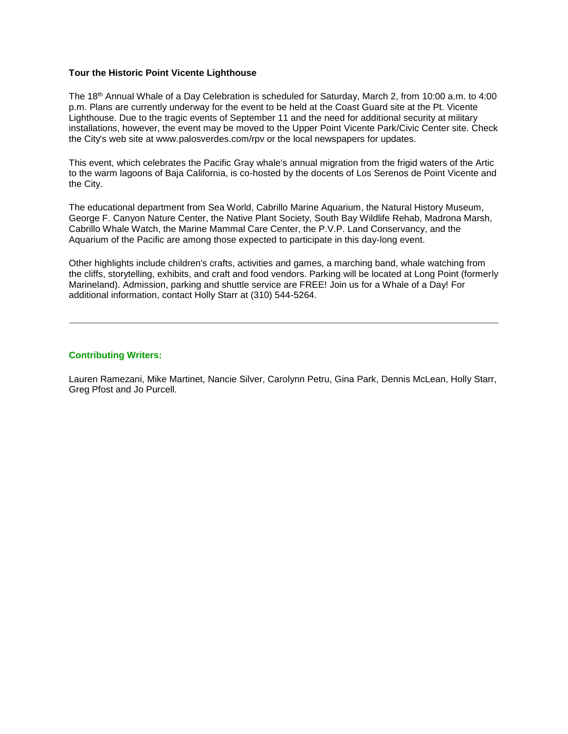**Tour the Historic Point Vicente Lighthouse**

The 18th Annual Whale of a Day Celebration is scheduled for Saturday, March 2, from 10:00 a.m. to 4:00 p.m. Plans are currently underway for the event to be held at the Coast Guard site at the Pt. Vicente Lighthouse. Due to the tragic events of September 11 and the need for additional security at military installations, however, the event may be moved to the Upper Point Vicente Park/Civic Center site. Check the City's web site at www.palosverdes.com/rpv or the local newspapers for updates.

This event, which celebrates the Pacific Gray whale's annual migration from the frigid waters of the Artic to the warm lagoons of Baja California, is co-hosted by the docents of Los Serenos de Point Vicente and the City.

The educational department from Sea World, Cabrillo Marine Aquarium, the Natural History Museum, George F. Canyon Nature Center, the Native Plant Society, South Bay Wildlife Rehab, Madrona Marsh, Cabrillo Whale Watch, the Marine Mammal Care Center, the P.V.P. Land Conservancy, and the Aquarium of the Pacific are among those expected to participate in this day-long event.

Other highlights include children's crafts, activities and games, a marching band, whale watching from the cliffs, storytelling, exhibits, and craft and food vendors. Parking will be located at Long Point (formerly Marineland). Admission, parking and shuttle service are FREE! Join us for a Whale of a Day! For additional information, contact Holly Starr at (310) 544-5264.

---

**Contributing Writers:**

Lauren Ramezani, Mike Martinet, Nancie Silver, Carolynn Petru, Gina Park, Dennis McLean, Holly Starr, Greg Pfost and Jo Purcell.